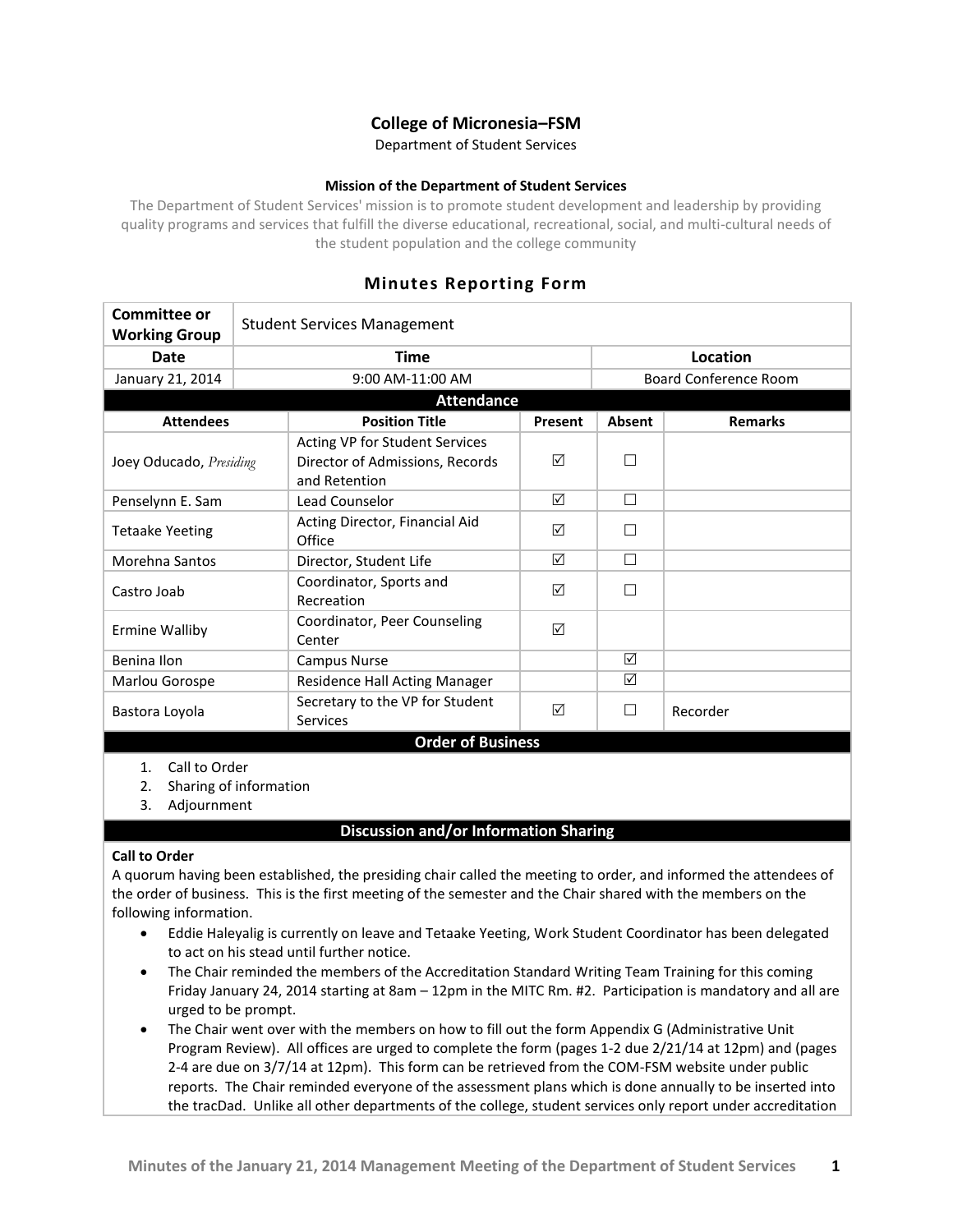# College of Micronesia–FSM

Department of Student Services

### Mission of the Department of Student Services

The Department of Student Services' mission is to promote student development and leadership by providing quality programs and services that fulfill the diverse educational, recreational, social, and multi-cultural needs of the student population and the college community

## Minutes Reporting Form

| **Committee or Working Group** | Student Services Management | |
|---|---|---|
| **Date** | **Time** | **Location** |
| January 21, 2014 | 9:00 AM-11:00 AM | Board Conference Room |

**Attendance**

| Attendees | Position Title | Present | Absent | Remarks |
|---|---|---|---|---|
| Joey Oducado, *Presiding* | Acting VP for Student Services Director of Admissions, Records and Retention | ☑ | ☐ | |
| Penselynn E. Sam | Lead Counselor | ☑ | ☐ | |
| Tetaake Yeeting | Acting Director, Financial Aid Office | ☑ | ☐ | |
| Morehna Santos | Director, Student Life | ☑ | ☐ | |
| Castro Joab | Coordinator, Sports and Recreation | ☑ | ☐ | |
| Ermine Walliby | Coordinator, Peer Counseling Center | ☑ | | |
| Benina Ilon | Campus Nurse | | ☑ | |
| Marlou Gorospe | Residence Hall Acting Manager | | ☑ | |
| Bastora Loyola | Secretary to the VP for Student Services | ☑ | ☐ | Recorder |

**Order of Business**

1. Call to Order
2. Sharing of information
3. Adjournment

**Discussion and/or Information Sharing**

**Call to Order**

A quorum having been established, the presiding chair called the meeting to order, and informed the attendees of the order of business. This is the first meeting of the semester and the Chair shared with the members on the following information.

- Eddie Haleyalig is currently on leave and Tetaake Yeeting, Work Student Coordinator has been delegated to act on his stead until further notice.
- The Chair reminded the members of the Accreditation Standard Writing Team Training for this coming Friday January 24, 2014 starting at 8am – 12pm in the MITC Rm. #2. Participation is mandatory and all are urged to be prompt.
- The Chair went over with the members on how to fill out the form Appendix G (Administrative Unit Program Review). All offices are urged to complete the form (pages 1-2 due 2/21/14 at 12pm) and (pages 2-4 are due on 3/7/14 at 12pm). This form can be retrieved from the COM-FSM website under public reports. The Chair reminded everyone of the assessment plans which is done annually to be inserted into the tracDad. Unlike all other departments of the college, student services only report under accreditation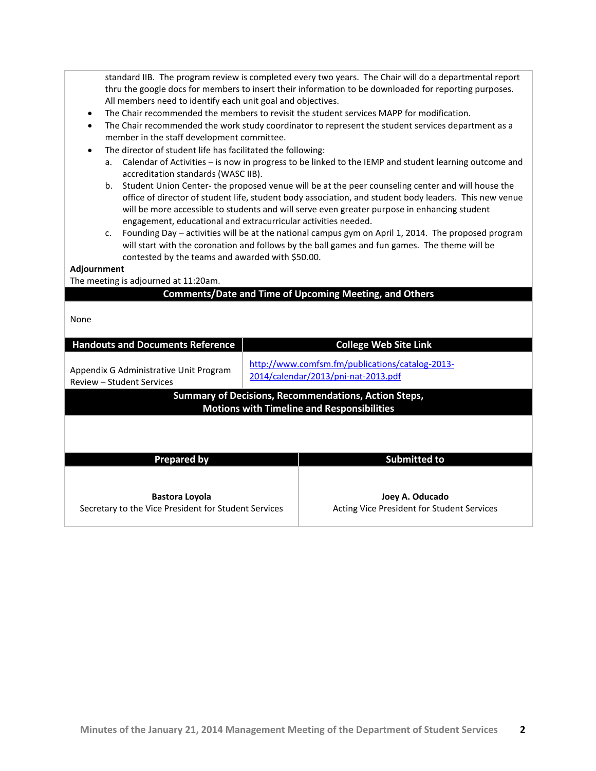standard IIB. The program review is completed every two years. The Chair will do a departmental report thru the google docs for members to insert their information to be downloaded for reporting purposes. All members need to identify each unit goal and objectives.

- The Chair recommended the members to revisit the student services MAPP for modification.
- The Chair recommended the work study coordinator to represent the student services department as a member in the staff development committee.
- The director of student life has facilitated the following:
  a. Calendar of Activities – is now in progress to be linked to the IEMP and student learning outcome and accreditation standards (WASC IIB).
  b. Student Union Center- the proposed venue will be at the peer counseling center and will house the office of director of student life, student body association, and student body leaders. This new venue will be more accessible to students and will serve even greater purpose in enhancing student engagement, educational and extracurricular activities needed.
  c. Founding Day – activities will be at the national campus gym on April 1, 2014. The proposed program will start with the coronation and follows by the ball games and fun games. The theme will be contested by the teams and awarded with $50.00.

**Adjournment**

The meeting is adjourned at 11:20am.

**Comments/Date and Time of Upcoming Meeting, and Others**

None

| Handouts and Documents Reference | College Web Site Link |
|---|---|
| Appendix G Administrative Unit Program Review – Student Services | http://www.comfsm.fm/publications/catalog-2013-2014/calendar/2013/pni-nat-2013.pdf |

**Summary of Decisions, Recommendations, Action Steps, Motions with Timeline and Responsibilities**

| Prepared by | Submitted to |
|---|---|
| **Bastora Loyola**<br>Secretary to the Vice President for Student Services | **Joey A. Oducado**<br>Acting Vice President for Student Services |